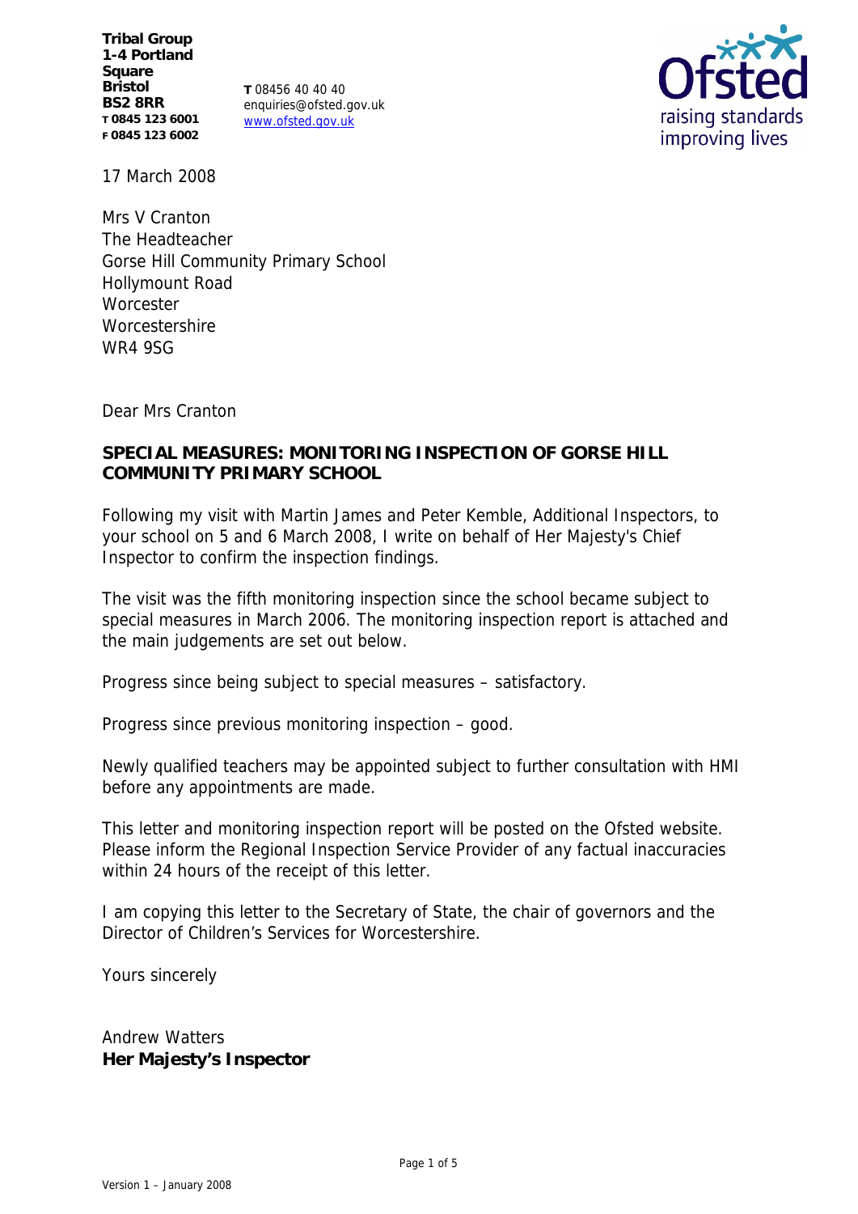**Tribal Group**
**1-4 Portland Square**
**Bristol**
**BS2 8RR**
**T 0845 123 6001**
**F 0845 123 6002**

**T** 08456 40 40 40
enquiries@ofsted.gov.uk
www.ofsted.gov.uk

Ofsted
raising standards improving lives

17 March 2008

Mrs V Cranton
The Headteacher
Gorse Hill Community Primary School
Hollymount Road
Worcester
Worcestershire
WR4 9SG

Dear Mrs Cranton

**SPECIAL MEASURES: MONITORING INSPECTION OF GORSE HILL COMMUNITY PRIMARY SCHOOL**

Following my visit with Martin James and Peter Kemble, Additional Inspectors, to your school on 5 and 6 March 2008, I write on behalf of Her Majesty's Chief Inspector to confirm the inspection findings.

The visit was the fifth monitoring inspection since the school became subject to special measures in March 2006. The monitoring inspection report is attached and the main judgements are set out below.

Progress since being subject to special measures – satisfactory.

Progress since previous monitoring inspection – good.

Newly qualified teachers may be appointed subject to further consultation with HMI before any appointments are made.

This letter and monitoring inspection report will be posted on the Ofsted website. Please inform the Regional Inspection Service Provider of any factual inaccuracies within 24 hours of the receipt of this letter.

I am copying this letter to the Secretary of State, the chair of governors and the Director of Children's Services for Worcestershire.

Yours sincerely

Andrew Watters
**Her Majesty's Inspector**

Version 1 – January 2008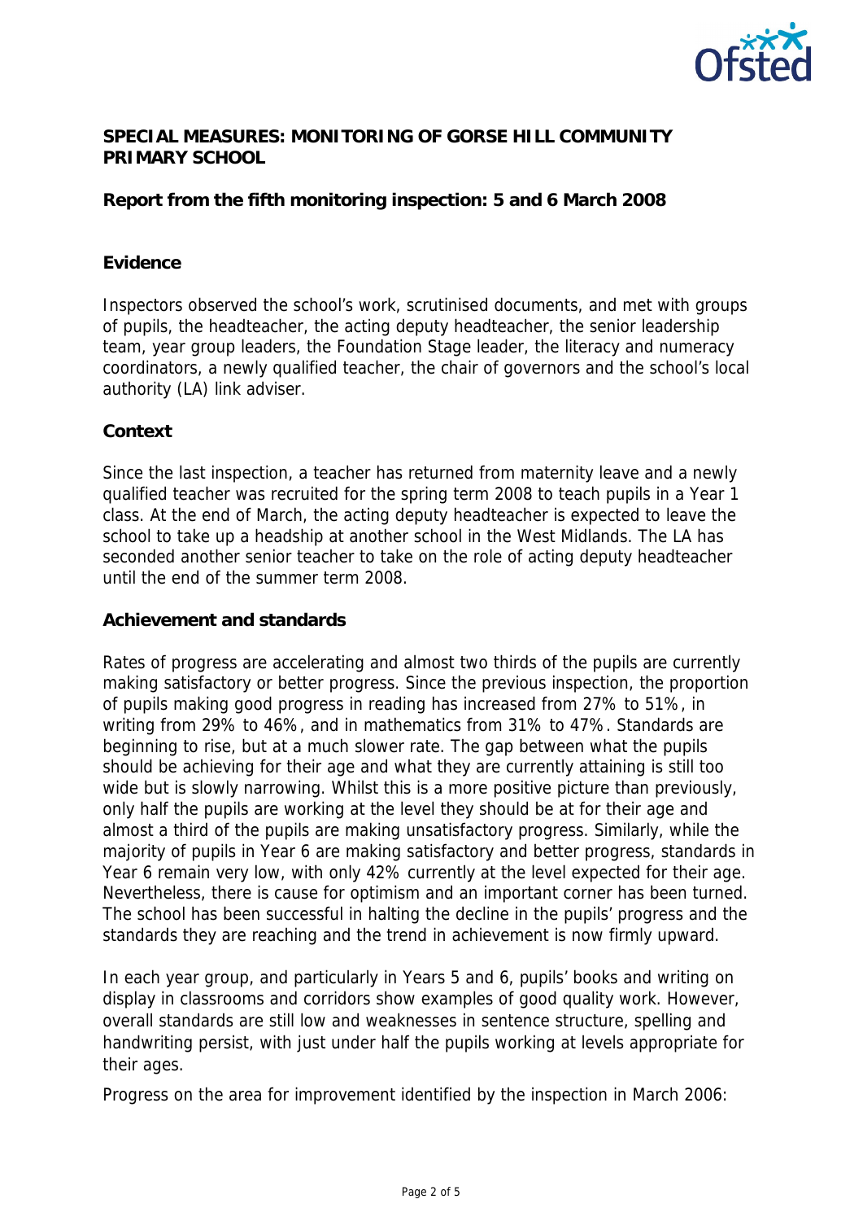**SPECIAL MEASURES: MONITORING OF GORSE HILL COMMUNITY PRIMARY SCHOOL**

**Report from the fifth monitoring inspection: 5 and 6 March 2008**

**Evidence**

Inspectors observed the school's work, scrutinised documents, and met with groups of pupils, the headteacher, the acting deputy headteacher, the senior leadership team, year group leaders, the Foundation Stage leader, the literacy and numeracy coordinators, a newly qualified teacher, the chair of governors and the school's local authority (LA) link adviser.

**Context**

Since the last inspection, a teacher has returned from maternity leave and a newly qualified teacher was recruited for the spring term 2008 to teach pupils in a Year 1 class. At the end of March, the acting deputy headteacher is expected to leave the school to take up a headship at another school in the West Midlands. The LA has seconded another senior teacher to take on the role of acting deputy headteacher until the end of the summer term 2008.

**Achievement and standards**

Rates of progress are accelerating and almost two thirds of the pupils are currently making satisfactory or better progress. Since the previous inspection, the proportion of pupils making good progress in reading has increased from 27% to 51%, in writing from 29% to 46%, and in mathematics from 31% to 47%. Standards are beginning to rise, but at a much slower rate. The gap between what the pupils should be achieving for their age and what they are currently attaining is still too wide but is slowly narrowing. Whilst this is a more positive picture than previously, only half the pupils are working at the level they should be at for their age and almost a third of the pupils are making unsatisfactory progress. Similarly, while the majority of pupils in Year 6 are making satisfactory and better progress, standards in Year 6 remain very low, with only 42% currently at the level expected for their age. Nevertheless, there is cause for optimism and an important corner has been turned. The school has been successful in halting the decline in the pupils' progress and the standards they are reaching and the trend in achievement is now firmly upward.

In each year group, and particularly in Years 5 and 6, pupils' books and writing on display in classrooms and corridors show examples of good quality work. However, overall standards are still low and weaknesses in sentence structure, spelling and handwriting persist, with just under half the pupils working at levels appropriate for their ages.

Progress on the area for improvement identified by the inspection in March 2006: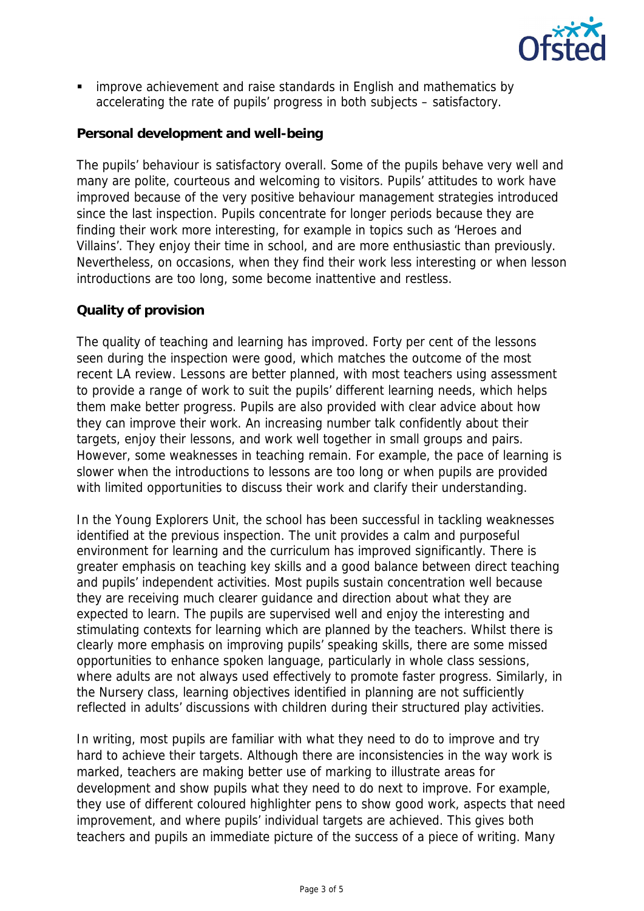- improve achievement and raise standards in English and mathematics by accelerating the rate of pupils' progress in both subjects – satisfactory.

**Personal development and well-being**

The pupils' behaviour is satisfactory overall. Some of the pupils behave very well and many are polite, courteous and welcoming to visitors. Pupils' attitudes to work have improved because of the very positive behaviour management strategies introduced since the last inspection. Pupils concentrate for longer periods because they are finding their work more interesting, for example in topics such as 'Heroes and Villains'. They enjoy their time in school, and are more enthusiastic than previously. Nevertheless, on occasions, when they find their work less interesting or when lesson introductions are too long, some become inattentive and restless.

**Quality of provision**

The quality of teaching and learning has improved. Forty per cent of the lessons seen during the inspection were good, which matches the outcome of the most recent LA review. Lessons are better planned, with most teachers using assessment to provide a range of work to suit the pupils' different learning needs, which helps them make better progress. Pupils are also provided with clear advice about how they can improve their work. An increasing number talk confidently about their targets, enjoy their lessons, and work well together in small groups and pairs. However, some weaknesses in teaching remain. For example, the pace of learning is slower when the introductions to lessons are too long or when pupils are provided with limited opportunities to discuss their work and clarify their understanding.

In the Young Explorers Unit, the school has been successful in tackling weaknesses identified at the previous inspection. The unit provides a calm and purposeful environment for learning and the curriculum has improved significantly. There is greater emphasis on teaching key skills and a good balance between direct teaching and pupils' independent activities. Most pupils sustain concentration well because they are receiving much clearer guidance and direction about what they are expected to learn. The pupils are supervised well and enjoy the interesting and stimulating contexts for learning which are planned by the teachers. Whilst there is clearly more emphasis on improving pupils' speaking skills, there are some missed opportunities to enhance spoken language, particularly in whole class sessions, where adults are not always used effectively to promote faster progress. Similarly, in the Nursery class, learning objectives identified in planning are not sufficiently reflected in adults' discussions with children during their structured play activities.

In writing, most pupils are familiar with what they need to do to improve and try hard to achieve their targets. Although there are inconsistencies in the way work is marked, teachers are making better use of marking to illustrate areas for development and show pupils what they need to do next to improve. For example, they use of different coloured highlighter pens to show good work, aspects that need improvement, and where pupils' individual targets are achieved. This gives both teachers and pupils an immediate picture of the success of a piece of writing. Many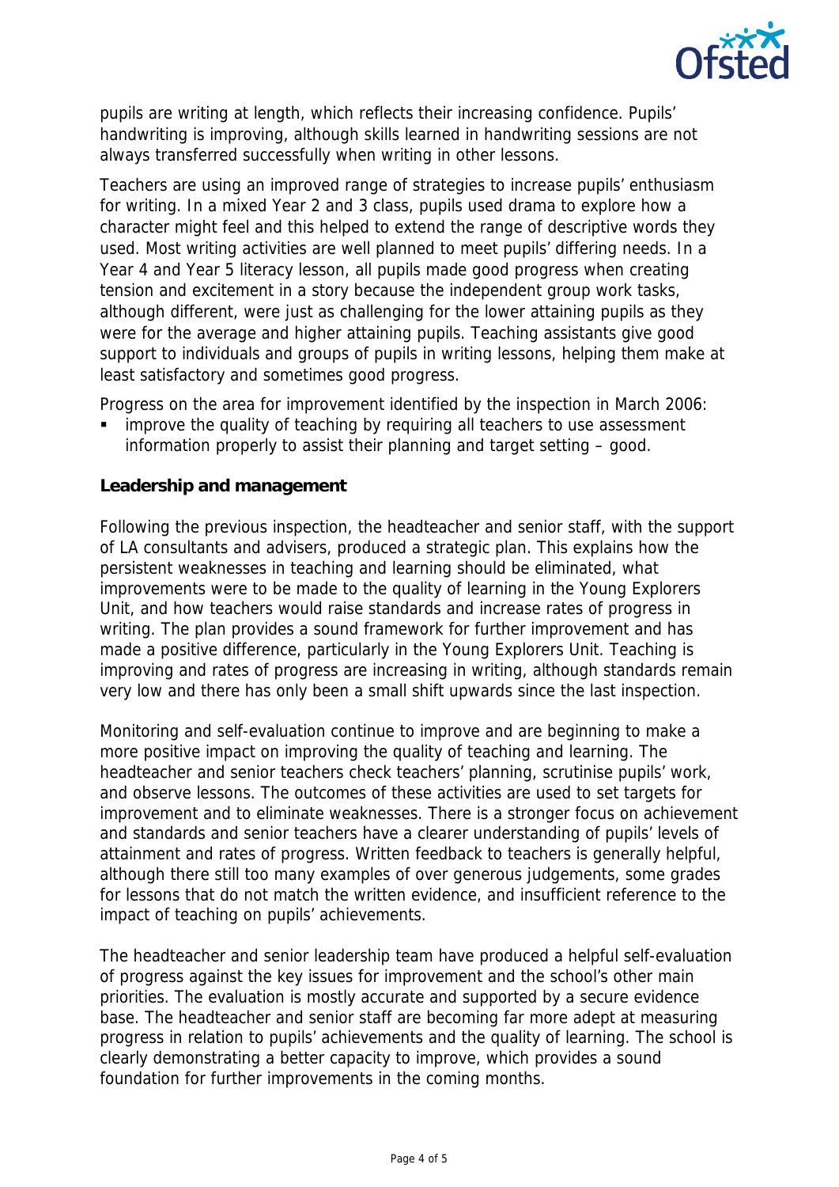pupils are writing at length, which reflects their increasing confidence. Pupils' handwriting is improving, although skills learned in handwriting sessions are not always transferred successfully when writing in other lessons.

Teachers are using an improved range of strategies to increase pupils' enthusiasm for writing. In a mixed Year 2 and 3 class, pupils used drama to explore how a character might feel and this helped to extend the range of descriptive words they used. Most writing activities are well planned to meet pupils' differing needs. In a Year 4 and Year 5 literacy lesson, all pupils made good progress when creating tension and excitement in a story because the independent group work tasks, although different, were just as challenging for the lower attaining pupils as they were for the average and higher attaining pupils. Teaching assistants give good support to individuals and groups of pupils in writing lessons, helping them make at least satisfactory and sometimes good progress.

Progress on the area for improvement identified by the inspection in March 2006:

- improve the quality of teaching by requiring all teachers to use assessment information properly to assist their planning and target setting – good.

**Leadership and management**

Following the previous inspection, the headteacher and senior staff, with the support of LA consultants and advisers, produced a strategic plan. This explains how the persistent weaknesses in teaching and learning should be eliminated, what improvements were to be made to the quality of learning in the Young Explorers Unit, and how teachers would raise standards and increase rates of progress in writing. The plan provides a sound framework for further improvement and has made a positive difference, particularly in the Young Explorers Unit. Teaching is improving and rates of progress are increasing in writing, although standards remain very low and there has only been a small shift upwards since the last inspection.

Monitoring and self-evaluation continue to improve and are beginning to make a more positive impact on improving the quality of teaching and learning. The headteacher and senior teachers check teachers' planning, scrutinise pupils' work, and observe lessons. The outcomes of these activities are used to set targets for improvement and to eliminate weaknesses. There is a stronger focus on achievement and standards and senior teachers have a clearer understanding of pupils' levels of attainment and rates of progress. Written feedback to teachers is generally helpful, although there still too many examples of over generous judgements, some grades for lessons that do not match the written evidence, and insufficient reference to the impact of teaching on pupils' achievements.

The headteacher and senior leadership team have produced a helpful self-evaluation of progress against the key issues for improvement and the school's other main priorities. The evaluation is mostly accurate and supported by a secure evidence base. The headteacher and senior staff are becoming far more adept at measuring progress in relation to pupils' achievements and the quality of learning. The school is clearly demonstrating a better capacity to improve, which provides a sound foundation for further improvements in the coming months.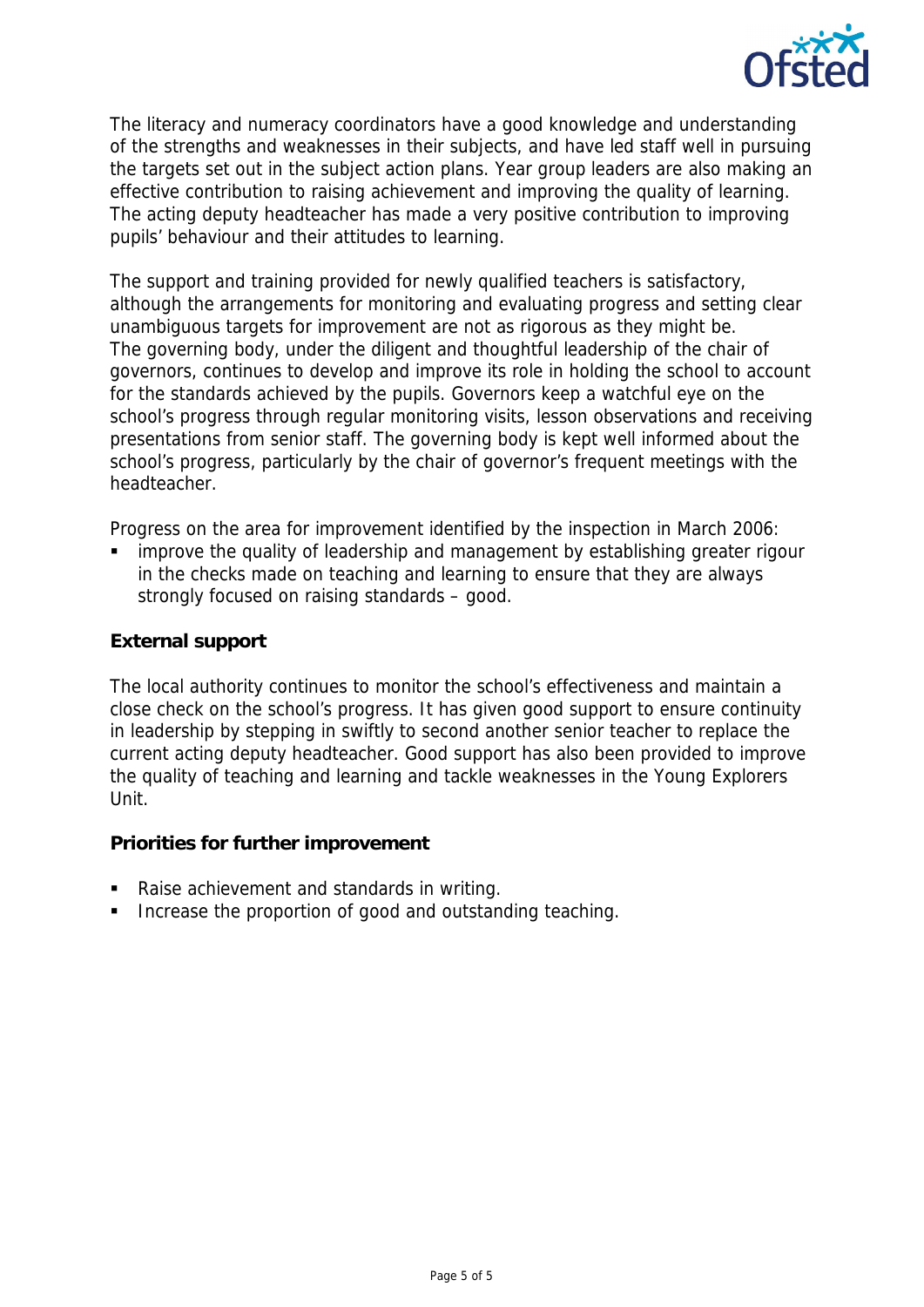The literacy and numeracy coordinators have a good knowledge and understanding of the strengths and weaknesses in their subjects, and have led staff well in pursuing the targets set out in the subject action plans. Year group leaders are also making an effective contribution to raising achievement and improving the quality of learning. The acting deputy headteacher has made a very positive contribution to improving pupils' behaviour and their attitudes to learning.

The support and training provided for newly qualified teachers is satisfactory, although the arrangements for monitoring and evaluating progress and setting clear unambiguous targets for improvement are not as rigorous as they might be. The governing body, under the diligent and thoughtful leadership of the chair of governors, continues to develop and improve its role in holding the school to account for the standards achieved by the pupils. Governors keep a watchful eye on the school's progress through regular monitoring visits, lesson observations and receiving presentations from senior staff. The governing body is kept well informed about the school's progress, particularly by the chair of governor's frequent meetings with the headteacher.

Progress on the area for improvement identified by the inspection in March 2006:

- improve the quality of leadership and management by establishing greater rigour in the checks made on teaching and learning to ensure that they are always strongly focused on raising standards – good.

**External support**

The local authority continues to monitor the school's effectiveness and maintain a close check on the school's progress. It has given good support to ensure continuity in leadership by stepping in swiftly to second another senior teacher to replace the current acting deputy headteacher. Good support has also been provided to improve the quality of teaching and learning and tackle weaknesses in the Young Explorers Unit.

**Priorities for further improvement**

- Raise achievement and standards in writing.
- Increase the proportion of good and outstanding teaching.